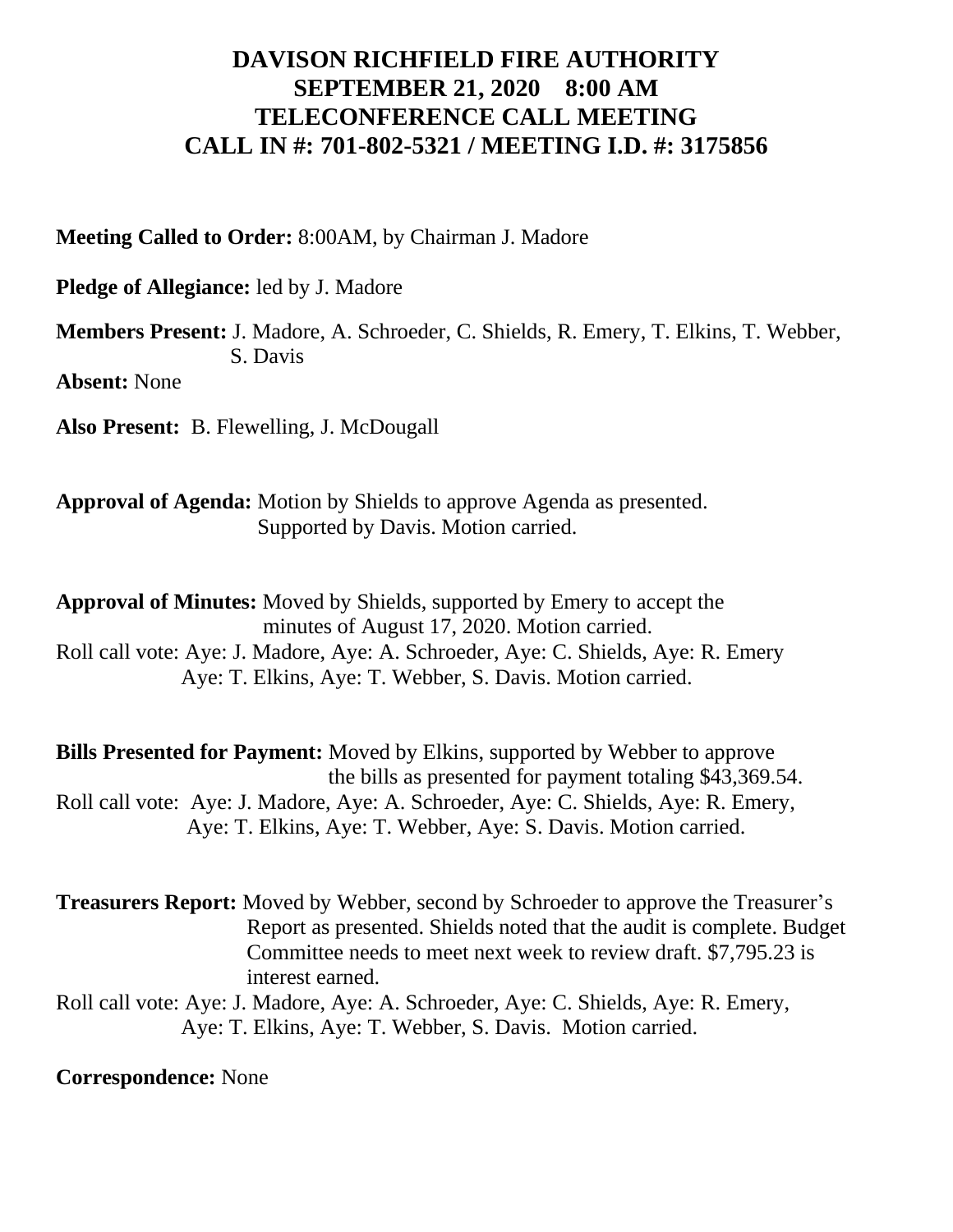# DAVISON RICHFIELD FIRE AUTHORITY
# SEPTEMBER 21, 2020 8:00 AM
# TELECONFERENCE CALL MEETING
# CALL IN #: 701-802-5321 / MEETING I.D. #: 3175856

**Meeting Called to Order:** 8:00AM, by Chairman J. Madore

**Pledge of Allegiance:** led by J. Madore

**Members Present:** J. Madore, A. Schroeder, C. Shields, R. Emery, T. Elkins, T. Webber, S. Davis

**Absent:** None

**Also Present:** B. Flewelling, J. McDougall

**Approval of Agenda:** Motion by Shields to approve Agenda as presented. Supported by Davis. Motion carried.

**Approval of Minutes:** Moved by Shields, supported by Emery to accept the minutes of August 17, 2020. Motion carried.
Roll call vote: Aye: J. Madore, Aye: A. Schroeder, Aye: C. Shields, Aye: R. Emery Aye: T. Elkins, Aye: T. Webber, S. Davis. Motion carried.

**Bills Presented for Payment:** Moved by Elkins, supported by Webber to approve the bills as presented for payment totaling $43,369.54.
Roll call vote: Aye: J. Madore, Aye: A. Schroeder, Aye: C. Shields, Aye: R. Emery, Aye: T. Elkins, Aye: T. Webber, Aye: S. Davis. Motion carried.

**Treasurers Report:** Moved by Webber, second by Schroeder to approve the Treasurer's Report as presented. Shields noted that the audit is complete. Budget Committee needs to meet next week to review draft. $7,795.23 is interest earned.
Roll call vote: Aye: J. Madore, Aye: A. Schroeder, Aye: C. Shields, Aye: R. Emery, Aye: T. Elkins, Aye: T. Webber, S. Davis. Motion carried.

**Correspondence:** None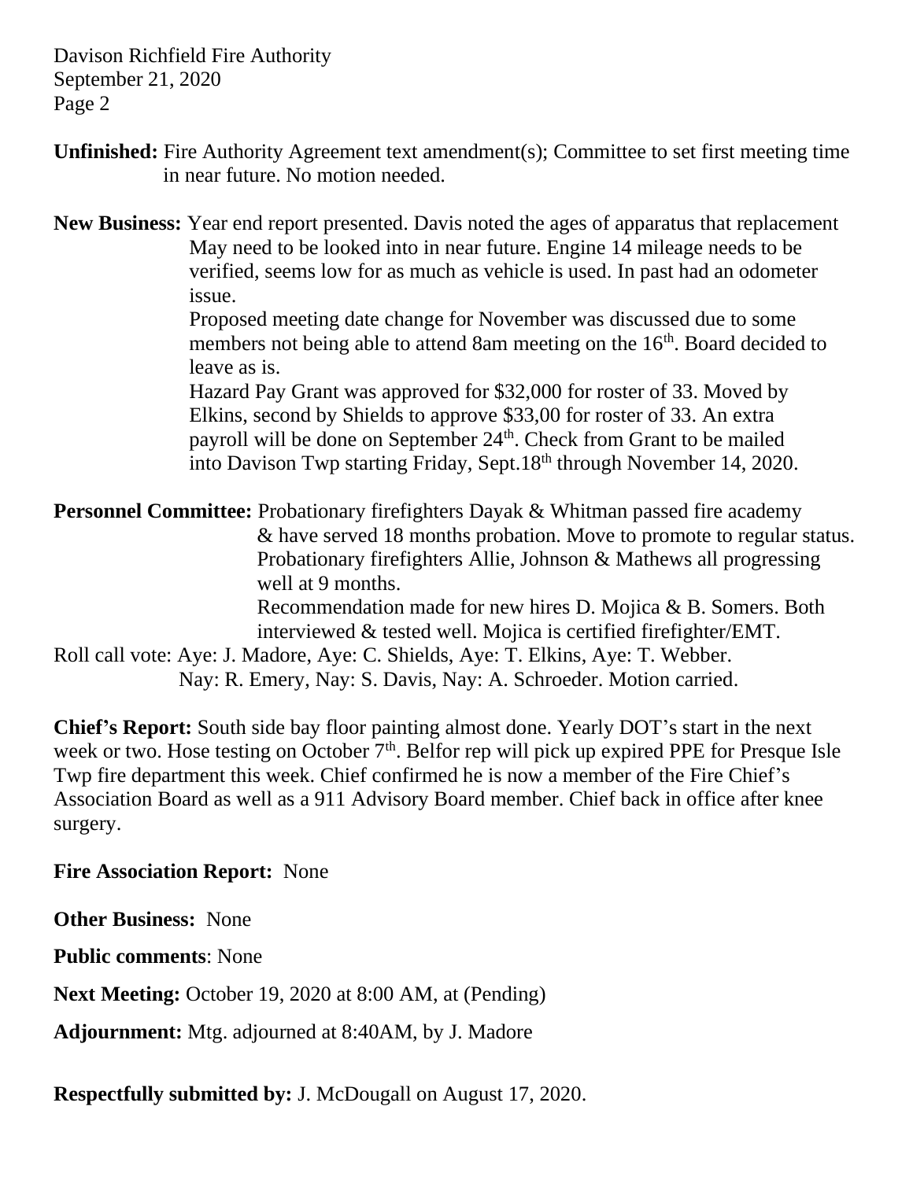**Unfinished:** Fire Authority Agreement text amendment(s); Committee to set first meeting time in near future. No motion needed.

**New Business:** Year end report presented. Davis noted the ages of apparatus that replacement May need to be looked into in near future. Engine 14 mileage needs to be verified, seems low for as much as vehicle is used. In past had an odometer issue.

Proposed meeting date change for November was discussed due to some members not being able to attend 8am meeting on the 16th. Board decided to leave as is.

Hazard Pay Grant was approved for $32,000 for roster of 33. Moved by Elkins, second by Shields to approve $33,00 for roster of 33. An extra payroll will be done on September 24th. Check from Grant to be mailed into Davison Twp starting Friday, Sept.18th through November 14, 2020.

**Personnel Committee:** Probationary firefighters Dayak & Whitman passed fire academy & have served 18 months probation. Move to promote to regular status. Probationary firefighters Allie, Johnson & Mathews all progressing well at 9 months.

Recommendation made for new hires D. Mojica & B. Somers. Both interviewed & tested well. Mojica is certified firefighter/EMT.

Roll call vote: Aye: J. Madore, Aye: C. Shields, Aye: T. Elkins, Aye: T. Webber.
Nay: R. Emery, Nay: S. Davis, Nay: A. Schroeder. Motion carried.

**Chief's Report:** South side bay floor painting almost done. Yearly DOT's start in the next week or two. Hose testing on October 7th. Belfor rep will pick up expired PPE for Presque Isle Twp fire department this week. Chief confirmed he is now a member of the Fire Chief's Association Board as well as a 911 Advisory Board member. Chief back in office after knee surgery.

**Fire Association Report:** None

**Other Business:** None

**Public comments**: None

**Next Meeting:** October 19, 2020 at 8:00 AM, at (Pending)

**Adjournment:** Mtg. adjourned at 8:40AM, by J. Madore

**Respectfully submitted by:** J. McDougall on August 17, 2020.